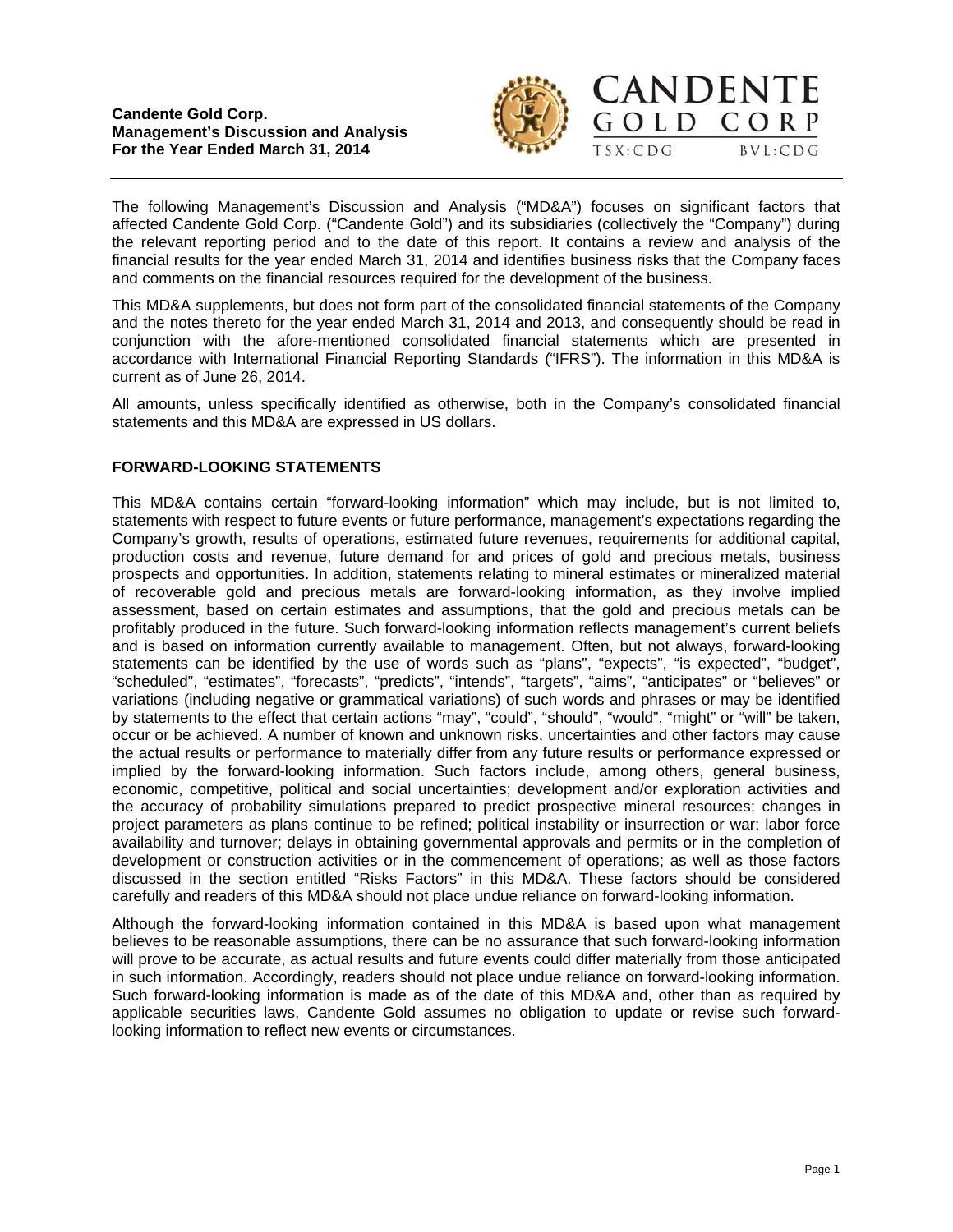**Candente Gold Corp.**
**Management's Discussion and Analysis**
**For the Year Ended March 31, 2014**

The following Management's Discussion and Analysis ("MD&A") focuses on significant factors that affected Candente Gold Corp. ("Candente Gold") and its subsidiaries (collectively the "Company") during the relevant reporting period and to the date of this report. It contains a review and analysis of the financial results for the year ended March 31, 2014 and identifies business risks that the Company faces and comments on the financial resources required for the development of the business.

This MD&A supplements, but does not form part of the consolidated financial statements of the Company and the notes thereto for the year ended March 31, 2014 and 2013, and consequently should be read in conjunction with the afore-mentioned consolidated financial statements which are presented in accordance with International Financial Reporting Standards ("IFRS"). The information in this MD&A is current as of June 26, 2014.

All amounts, unless specifically identified as otherwise, both in the Company's consolidated financial statements and this MD&A are expressed in US dollars.

## FORWARD-LOOKING STATEMENTS

This MD&A contains certain "forward-looking information" which may include, but is not limited to, statements with respect to future events or future performance, management's expectations regarding the Company's growth, results of operations, estimated future revenues, requirements for additional capital, production costs and revenue, future demand for and prices of gold and precious metals, business prospects and opportunities. In addition, statements relating to mineral estimates or mineralized material of recoverable gold and precious metals are forward-looking information, as they involve implied assessment, based on certain estimates and assumptions, that the gold and precious metals can be profitably produced in the future. Such forward-looking information reflects management's current beliefs and is based on information currently available to management. Often, but not always, forward-looking statements can be identified by the use of words such as "plans", "expects", "is expected", "budget", "scheduled", "estimates", "forecasts", "predicts", "intends", "targets", "aims", "anticipates" or "believes" or variations (including negative or grammatical variations) of such words and phrases or may be identified by statements to the effect that certain actions "may", "could", "should", "would", "might" or "will" be taken, occur or be achieved. A number of known and unknown risks, uncertainties and other factors may cause the actual results or performance to materially differ from any future results or performance expressed or implied by the forward-looking information. Such factors include, among others, general business, economic, competitive, political and social uncertainties; development and/or exploration activities and the accuracy of probability simulations prepared to predict prospective mineral resources; changes in project parameters as plans continue to be refined; political instability or insurrection or war; labor force availability and turnover; delays in obtaining governmental approvals and permits or in the completion of development or construction activities or in the commencement of operations; as well as those factors discussed in the section entitled "Risks Factors" in this MD&A. These factors should be considered carefully and readers of this MD&A should not place undue reliance on forward-looking information.

Although the forward-looking information contained in this MD&A is based upon what management believes to be reasonable assumptions, there can be no assurance that such forward-looking information will prove to be accurate, as actual results and future events could differ materially from those anticipated in such information. Accordingly, readers should not place undue reliance on forward-looking information. Such forward-looking information is made as of the date of this MD&A and, other than as required by applicable securities laws, Candente Gold assumes no obligation to update or revise such forward-looking information to reflect new events or circumstances.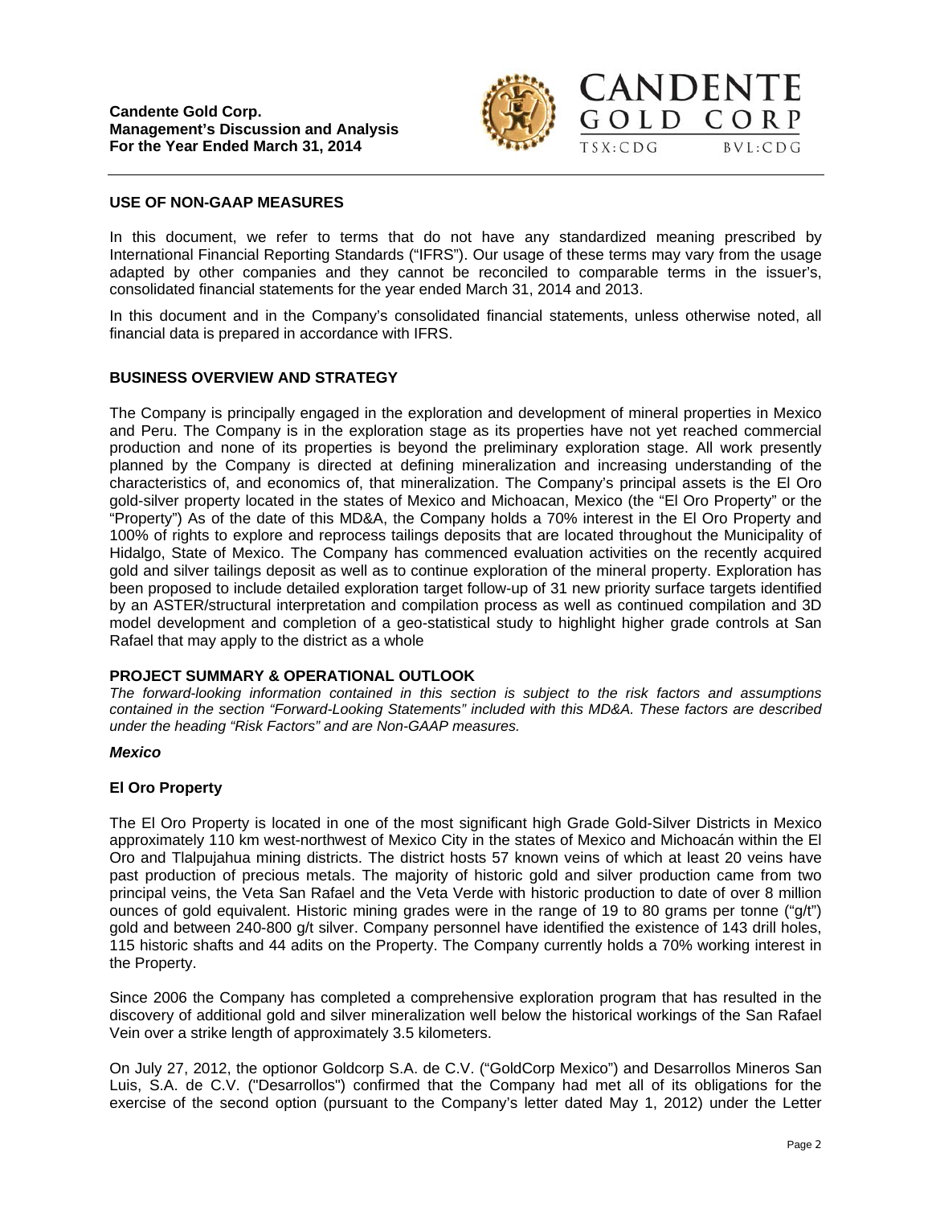## USE OF NON-GAAP MEASURES

In this document, we refer to terms that do not have any standardized meaning prescribed by International Financial Reporting Standards ("IFRS"). Our usage of these terms may vary from the usage adapted by other companies and they cannot be reconciled to comparable terms in the issuer's, consolidated financial statements for the year ended March 31, 2014 and 2013.

In this document and in the Company's consolidated financial statements, unless otherwise noted, all financial data is prepared in accordance with IFRS.

## BUSINESS OVERVIEW AND STRATEGY

The Company is principally engaged in the exploration and development of mineral properties in Mexico and Peru. The Company is in the exploration stage as its properties have not yet reached commercial production and none of its properties is beyond the preliminary exploration stage. All work presently planned by the Company is directed at defining mineralization and increasing understanding of the characteristics of, and economics of, that mineralization. The Company's principal assets is the El Oro gold-silver property located in the states of Mexico and Michoacan, Mexico (the "El Oro Property" or the "Property") As of the date of this MD&A, the Company holds a 70% interest in the El Oro Property and 100% of rights to explore and reprocess tailings deposits that are located throughout the Municipality of Hidalgo, State of Mexico. The Company has commenced evaluation activities on the recently acquired gold and silver tailings deposit as well as to continue exploration of the mineral property. Exploration has been proposed to include detailed exploration target follow-up of 31 new priority surface targets identified by an ASTER/structural interpretation and compilation process as well as continued compilation and 3D model development and completion of a geo-statistical study to highlight higher grade controls at San Rafael that may apply to the district as a whole

## PROJECT SUMMARY & OPERATIONAL OUTLOOK

*The forward-looking information contained in this section is subject to the risk factors and assumptions contained in the section "Forward-Looking Statements" included with this MD&A. These factors are described under the heading "Risk Factors" and are Non-GAAP measures.*

### *Mexico*

### El Oro Property

The El Oro Property is located in one of the most significant high Grade Gold-Silver Districts in Mexico approximately 110 km west-northwest of Mexico City in the states of Mexico and Michoacán within the El Oro and Tlalpujahua mining districts. The district hosts 57 known veins of which at least 20 veins have past production of precious metals. The majority of historic gold and silver production came from two principal veins, the Veta San Rafael and the Veta Verde with historic production to date of over 8 million ounces of gold equivalent. Historic mining grades were in the range of 19 to 80 grams per tonne ("g/t") gold and between 240-800 g/t silver. Company personnel have identified the existence of 143 drill holes, 115 historic shafts and 44 adits on the Property. The Company currently holds a 70% working interest in the Property.

Since 2006 the Company has completed a comprehensive exploration program that has resulted in the discovery of additional gold and silver mineralization well below the historical workings of the San Rafael Vein over a strike length of approximately 3.5 kilometers.

On July 27, 2012, the optionor Goldcorp S.A. de C.V. ("GoldCorp Mexico") and Desarrollos Mineros San Luis, S.A. de C.V. ("Desarrollos") confirmed that the Company had met all of its obligations for the exercise of the second option (pursuant to the Company's letter dated May 1, 2012) under the Letter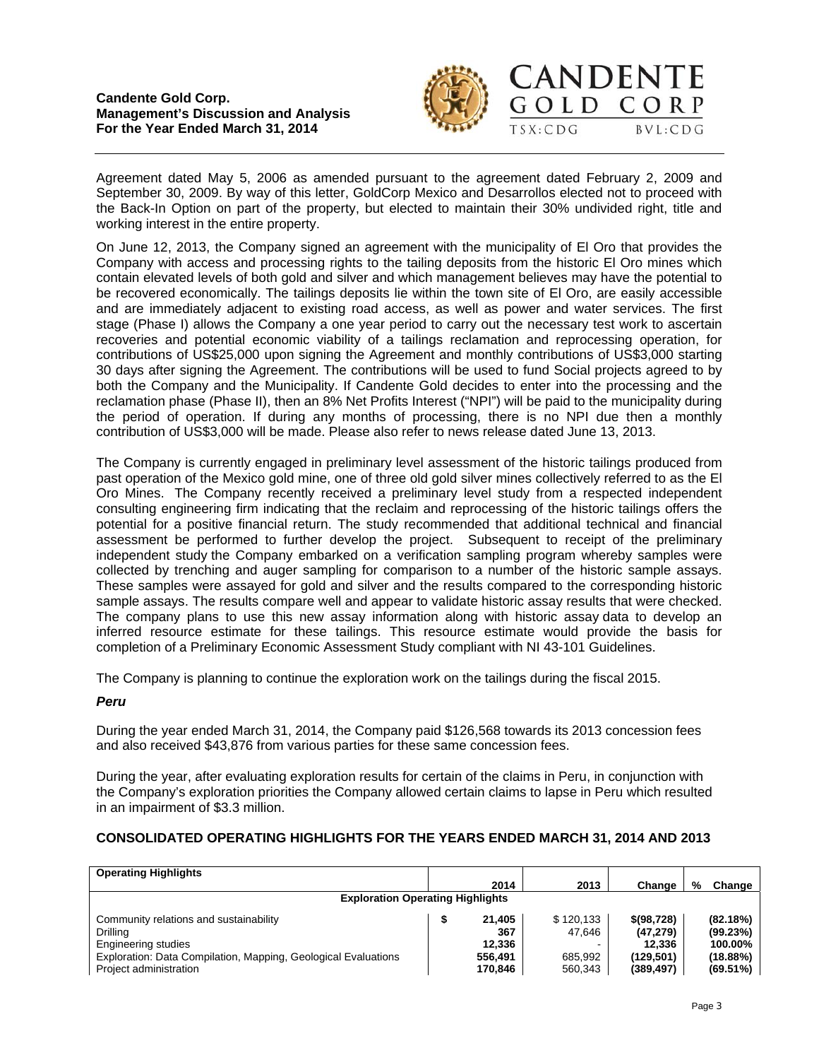Agreement dated May 5, 2006 as amended pursuant to the agreement dated February 2, 2009 and September 30, 2009. By way of this letter, GoldCorp Mexico and Desarrollos elected not to proceed with the Back-In Option on part of the property, but elected to maintain their 30% undivided right, title and working interest in the entire property.

On June 12, 2013, the Company signed an agreement with the municipality of El Oro that provides the Company with access and processing rights to the tailing deposits from the historic El Oro mines which contain elevated levels of both gold and silver and which management believes may have the potential to be recovered economically. The tailings deposits lie within the town site of El Oro, are easily accessible and are immediately adjacent to existing road access, as well as power and water services. The first stage (Phase I) allows the Company a one year period to carry out the necessary test work to ascertain recoveries and potential economic viability of a tailings reclamation and reprocessing operation, for contributions of US$25,000 upon signing the Agreement and monthly contributions of US$3,000 starting 30 days after signing the Agreement. The contributions will be used to fund Social projects agreed to by both the Company and the Municipality. If Candente Gold decides to enter into the processing and the reclamation phase (Phase II), then an 8% Net Profits Interest ("NPI") will be paid to the municipality during the period of operation. If during any months of processing, there is no NPI due then a monthly contribution of US$3,000 will be made. Please also refer to news release dated June 13, 2013.

The Company is currently engaged in preliminary level assessment of the historic tailings produced from past operation of the Mexico gold mine, one of three old gold silver mines collectively referred to as the El Oro Mines. The Company recently received a preliminary level study from a respected independent consulting engineering firm indicating that the reclaim and reprocessing of the historic tailings offers the potential for a positive financial return. The study recommended that additional technical and financial assessment be performed to further develop the project. Subsequent to receipt of the preliminary independent study the Company embarked on a verification sampling program whereby samples were collected by trenching and auger sampling for comparison to a number of the historic sample assays. These samples were assayed for gold and silver and the results compared to the corresponding historic sample assays. The results compare well and appear to validate historic assay results that were checked. The company plans to use this new assay information along with historic assay data to develop an inferred resource estimate for these tailings. This resource estimate would provide the basis for completion of a Preliminary Economic Assessment Study compliant with NI 43-101 Guidelines.

The Company is planning to continue the exploration work on the tailings during the fiscal 2015.

***Peru***

During the year ended March 31, 2014, the Company paid $126,568 towards its 2013 concession fees and also received $43,876 from various parties for these same concession fees.

During the year, after evaluating exploration results for certain of the claims in Peru, in conjunction with the Company's exploration priorities the Company allowed certain claims to lapse in Peru which resulted in an impairment of $3.3 million.

## CONSOLIDATED OPERATING HIGHLIGHTS FOR THE YEARS ENDED MARCH 31, 2014 AND 2013

| **Operating Highlights** | 2014 | 2013 | Change | % Change |
|---|---|---|---|---|
| **Exploration Operating Highlights** | | | | |
| Community relations and sustainability | $ 21,405 | $ 120,133 | $(98,728) | (82.18%) |
| Drilling | 367 | 47,646 | (47,279) | (99.23%) |
| Engineering studies | 12,336 | - | 12,336 | 100.00% |
| Exploration: Data Compilation, Mapping, Geological Evaluations | 556,491 | 685,992 | (129,501) | (18.88%) |
| Project administration | 170,846 | 560,343 | (389,497) | (69.51%) |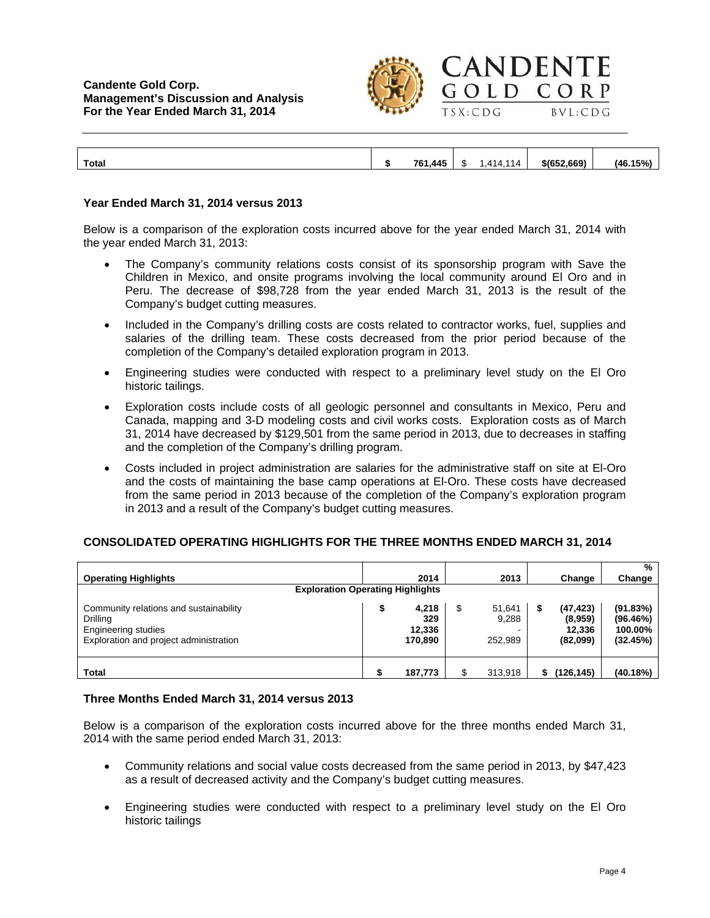| Total | $ 761,445 | $ 1,414,114 | $(652,669) | (46.15%) |
|---|---|---|---|---|

### Year Ended March 31, 2014 versus 2013

Below is a comparison of the exploration costs incurred above for the year ended March 31, 2014 with the year ended March 31, 2013:

- The Company's community relations costs consist of its sponsorship program with Save the Children in Mexico, and onsite programs involving the local community around El Oro and in Peru. The decrease of $98,728 from the year ended March 31, 2013 is the result of the Company's budget cutting measures.
- Included in the Company's drilling costs are costs related to contractor works, fuel, supplies and salaries of the drilling team. These costs decreased from the prior period because of the completion of the Company's detailed exploration program in 2013.
- Engineering studies were conducted with respect to a preliminary level study on the El Oro historic tailings.
- Exploration costs include costs of all geologic personnel and consultants in Mexico, Peru and Canada, mapping and 3-D modeling costs and civil works costs. Exploration costs as of March 31, 2014 have decreased by $129,501 from the same period in 2013, due to decreases in staffing and the completion of the Company's drilling program.
- Costs included in project administration are salaries for the administrative staff on site at El-Oro and the costs of maintaining the base camp operations at El-Oro. These costs have decreased from the same period in 2013 because of the completion of the Company's exploration program in 2013 and a result of the Company's budget cutting measures.

### CONSOLIDATED OPERATING HIGHLIGHTS FOR THE THREE MONTHS ENDED MARCH 31, 2014

| Operating Highlights | 2014 | 2013 | Change | % Change |
|---|---|---|---|---|
| **Exploration Operating Highlights** | | | | |
| Community relations and sustainability | $ 4,218 | $ 51,641 | $ (47,423) | (91.83%) |
| Drilling | 329 | 9,288 | (8,959) | (96.46%) |
| Engineering studies | 12,336 | - | 12,336 | 100.00% |
| Exploration and project administration | 170,890 | 252,989 | (82,099) | (32.45%) |
| **Total** | $ 187,773 | $ 313,918 | $ (126,145) | (40.18%) |

### Three Months Ended March 31, 2014 versus 2013

Below is a comparison of the exploration costs incurred above for the three months ended March 31, 2014 with the same period ended March 31, 2013:

- Community relations and social value costs decreased from the same period in 2013, by $47,423 as a result of decreased activity and the Company's budget cutting measures.
- Engineering studies were conducted with respect to a preliminary level study on the El Oro historic tailings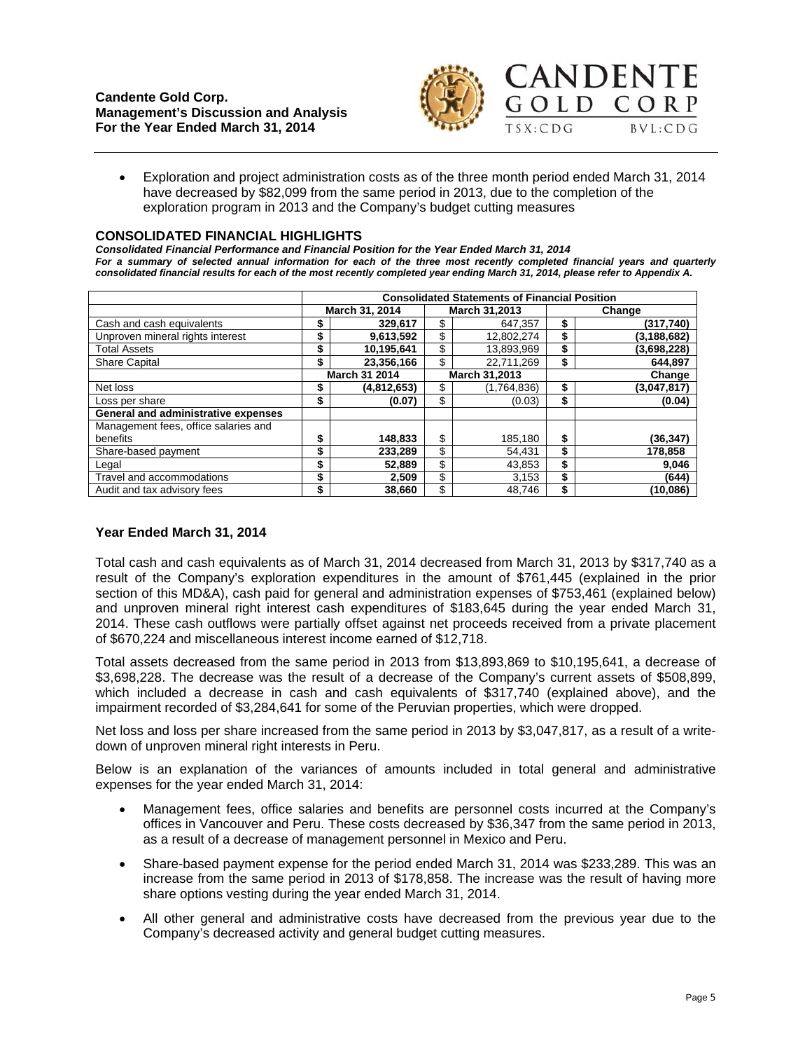- Exploration and project administration costs as of the three month period ended March 31, 2014 have decreased by $82,099 from the same period in 2013, due to the completion of the exploration program in 2013 and the Company's budget cutting measures

## CONSOLIDATED FINANCIAL HIGHLIGHTS

***Consolidated Financial Performance and Financial Position for the Year Ended March 31, 2014***

***For a summary of selected annual information for each of the three most recently completed financial years and quarterly consolidated financial results for each of the most recently completed year ending March 31, 2014, please refer to Appendix A.***

| | **Consolidated Statements of Financial Position** | | | | | |
|---|---|---|---|---|---|---|
| | **March 31, 2014** | | **March 31,2013** | | **Change** | |
| Cash and cash equivalents | **$** | **329,617** | $ | 647,357 | **$** | **(317,740)** |
| Unproven mineral rights interest | **$** | **9,613,592** | $ | 12,802,274 | **$** | **(3,188,682)** |
| Total Assets | **$** | **10,195,641** | $ | 13,893,969 | **$** | **(3,698,228)** |
| Share Capital | **$** | **23,356,166** | $ | 22,711,269 | **$** | **644,897** |
| | **March 31 2014** | | **March 31,2013** | | **Change** | |
| Net loss | **$** | **(4,812,653)** | $ | (1,764,836) | **$** | **(3,047,817)** |
| Loss per share | **$** | **(0.07)** | $ | (0.03) | **$** | **(0.04)** |
| **General and administrative expenses** | | | | | | |
| Management fees, office salaries and benefits | **$** | **148,833** | $ | 185,180 | **$** | **(36,347)** |
| Share-based payment | **$** | **233,289** | $ | 54,431 | **$** | **178,858** |
| Legal | **$** | **52,889** | $ | 43,853 | **$** | **9,046** |
| Travel and accommodations | **$** | **2,509** | $ | 3,153 | **$** | **(644)** |
| Audit and tax advisory fees | **$** | **38,660** | $ | 48,746 | **$** | **(10,086)** |

### Year Ended March 31, 2014

Total cash and cash equivalents as of March 31, 2014 decreased from March 31, 2013 by $317,740 as a result of the Company's exploration expenditures in the amount of $761,445 (explained in the prior section of this MD&A), cash paid for general and administration expenses of $753,461 (explained below) and unproven mineral right interest cash expenditures of $183,645 during the year ended March 31, 2014. These cash outflows were partially offset against net proceeds received from a private placement of $670,224 and miscellaneous interest income earned of $12,718.

Total assets decreased from the same period in 2013 from $13,893,869 to $10,195,641, a decrease of $3,698,228. The decrease was the result of a decrease of the Company's current assets of $508,899, which included a decrease in cash and cash equivalents of $317,740 (explained above), and the impairment recorded of $3,284,641 for some of the Peruvian properties, which were dropped.

Net loss and loss per share increased from the same period in 2013 by $3,047,817, as a result of a write-down of unproven mineral right interests in Peru.

Below is an explanation of the variances of amounts included in total general and administrative expenses for the year ended March 31, 2014:

- Management fees, office salaries and benefits are personnel costs incurred at the Company's offices in Vancouver and Peru. These costs decreased by $36,347 from the same period in 2013, as a result of a decrease of management personnel in Mexico and Peru.
- Share-based payment expense for the period ended March 31, 2014 was $233,289. This was an increase from the same period in 2013 of $178,858. The increase was the result of having more share options vesting during the year ended March 31, 2014.
- All other general and administrative costs have decreased from the previous year due to the Company's decreased activity and general budget cutting measures.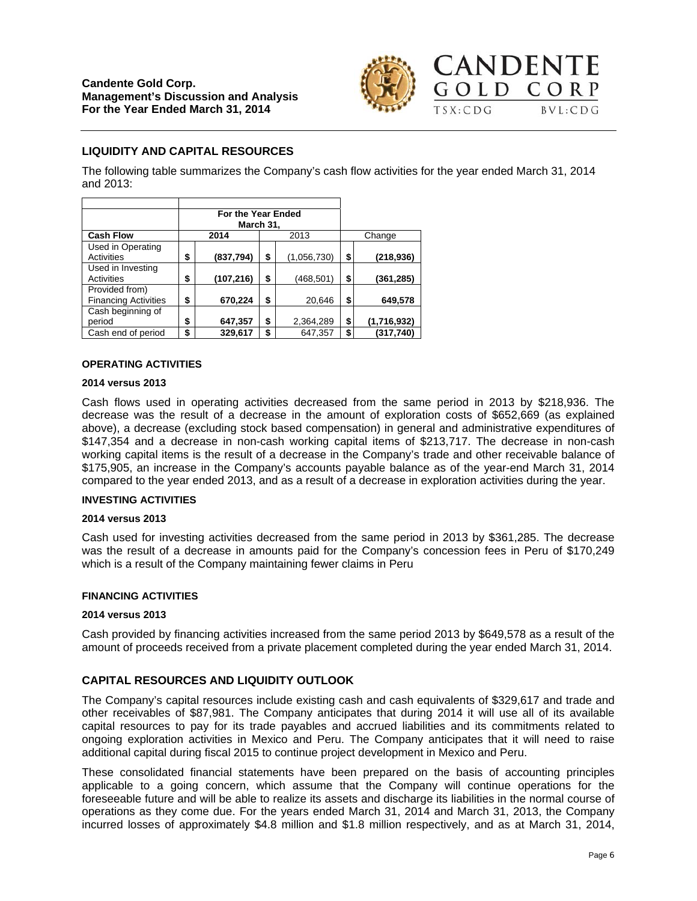## LIQUIDITY AND CAPITAL RESOURCES

The following table summarizes the Company's cash flow activities for the year ended March 31, 2014 and 2013:

| | For the Year Ended March 31, | | |
|---|---|---|---|
| **Cash Flow** | **2014** | 2013 | Change |
| Used in Operating Activities | $ **(837,794)** | $ (1,056,730) | $ **(218,936)** |
| Used in Investing Activities | $ **(107,216)** | $ (468,501) | $ **(361,285)** |
| Provided from) Financing Activities | $ **670,224** | $ 20,646 | $ **649,578** |
| Cash beginning of period | $ **647,357** | $ 2,364,289 | $ **(1,716,932)** |
| Cash end of period | $ **329,617** | $ 647,357 | $ **(317,740)** |

#### OPERATING ACTIVITIES

**2014 versus 2013**

Cash flows used in operating activities decreased from the same period in 2013 by $218,936. The decrease was the result of a decrease in the amount of exploration costs of $652,669 (as explained above), a decrease (excluding stock based compensation) in general and administrative expenditures of $147,354 and a decrease in non-cash working capital items of $213,717. The decrease in non-cash working capital items is the result of a decrease in the Company's trade and other receivable balance of $175,905, an increase in the Company's accounts payable balance as of the year-end March 31, 2014 compared to the year ended 2013, and as a result of a decrease in exploration activities during the year.

#### INVESTING ACTIVITIES

**2014 versus 2013**

Cash used for investing activities decreased from the same period in 2013 by $361,285. The decrease was the result of a decrease in amounts paid for the Company's concession fees in Peru of $170,249 which is a result of the Company maintaining fewer claims in Peru

#### FINANCING ACTIVITIES

**2014 versus 2013**

Cash provided by financing activities increased from the same period 2013 by $649,578 as a result of the amount of proceeds received from a private placement completed during the year ended March 31, 2014.

## CAPITAL RESOURCES AND LIQUIDITY OUTLOOK

The Company's capital resources include existing cash and cash equivalents of $329,617 and trade and other receivables of $87,981. The Company anticipates that during 2014 it will use all of its available capital resources to pay for its trade payables and accrued liabilities and its commitments related to ongoing exploration activities in Mexico and Peru. The Company anticipates that it will need to raise additional capital during fiscal 2015 to continue project development in Mexico and Peru.

These consolidated financial statements have been prepared on the basis of accounting principles applicable to a going concern, which assume that the Company will continue operations for the foreseeable future and will be able to realize its assets and discharge its liabilities in the normal course of operations as they come due. For the years ended March 31, 2014 and March 31, 2013, the Company incurred losses of approximately $4.8 million and $1.8 million respectively, and as at March 31, 2014,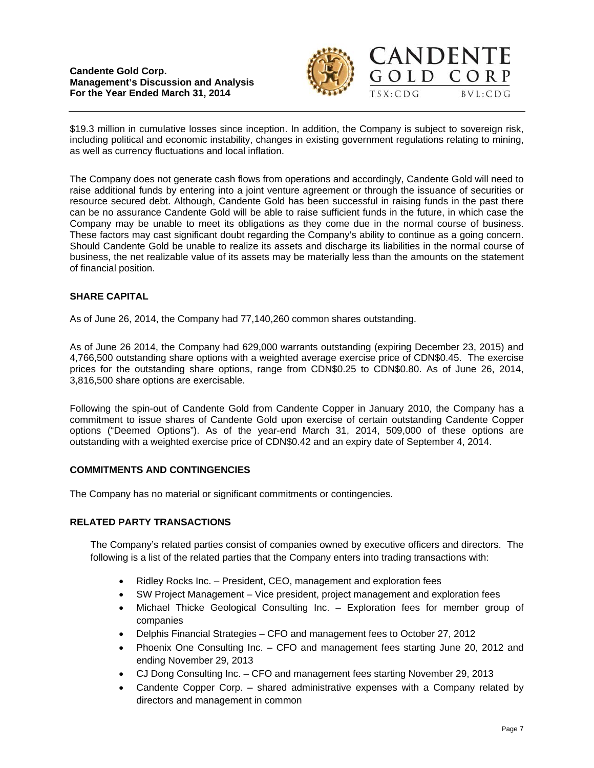$19.3 million in cumulative losses since inception. In addition, the Company is subject to sovereign risk, including political and economic instability, changes in existing government regulations relating to mining, as well as currency fluctuations and local inflation.

The Company does not generate cash flows from operations and accordingly, Candente Gold will need to raise additional funds by entering into a joint venture agreement or through the issuance of securities or resource secured debt. Although, Candente Gold has been successful in raising funds in the past there can be no assurance Candente Gold will be able to raise sufficient funds in the future, in which case the Company may be unable to meet its obligations as they come due in the normal course of business. These factors may cast significant doubt regarding the Company's ability to continue as a going concern. Should Candente Gold be unable to realize its assets and discharge its liabilities in the normal course of business, the net realizable value of its assets may be materially less than the amounts on the statement of financial position.

## SHARE CAPITAL

As of June 26, 2014, the Company had 77,140,260 common shares outstanding.

As of June 26 2014, the Company had 629,000 warrants outstanding (expiring December 23, 2015) and 4,766,500 outstanding share options with a weighted average exercise price of CDN$0.45. The exercise prices for the outstanding share options, range from CDN$0.25 to CDN$0.80. As of June 26, 2014, 3,816,500 share options are exercisable.

Following the spin-out of Candente Gold from Candente Copper in January 2010, the Company has a commitment to issue shares of Candente Gold upon exercise of certain outstanding Candente Copper options ("Deemed Options"). As of the year-end March 31, 2014, 509,000 of these options are outstanding with a weighted exercise price of CDN$0.42 and an expiry date of September 4, 2014.

## COMMITMENTS AND CONTINGENCIES

The Company has no material or significant commitments or contingencies.

## RELATED PARTY TRANSACTIONS

The Company's related parties consist of companies owned by executive officers and directors. The following is a list of the related parties that the Company enters into trading transactions with:

- Ridley Rocks Inc. – President, CEO, management and exploration fees
- SW Project Management – Vice president, project management and exploration fees
- Michael Thicke Geological Consulting Inc. – Exploration fees for member group of companies
- Delphis Financial Strategies – CFO and management fees to October 27, 2012
- Phoenix One Consulting Inc. – CFO and management fees starting June 20, 2012 and ending November 29, 2013
- CJ Dong Consulting Inc. – CFO and management fees starting November 29, 2013
- Candente Copper Corp. – shared administrative expenses with a Company related by directors and management in common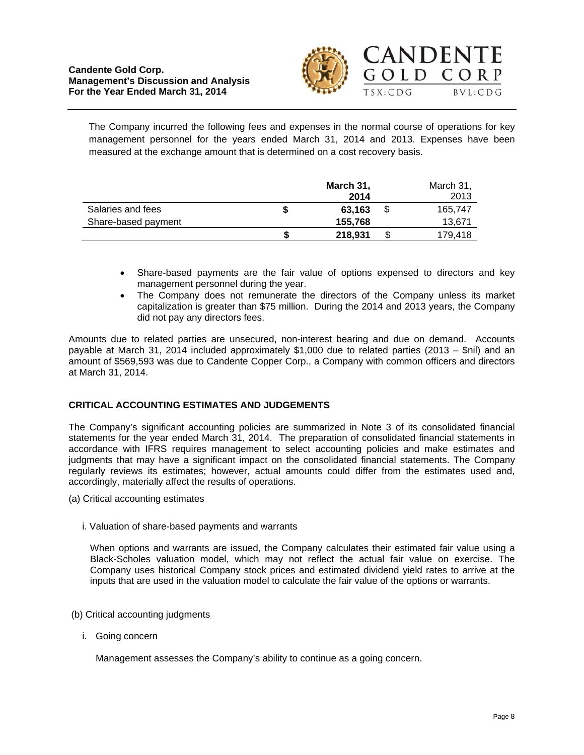The Company incurred the following fees and expenses in the normal course of operations for key management personnel for the years ended March 31, 2014 and 2013. Expenses have been measured at the exchange amount that is determined on a cost recovery basis.

| | **March 31, 2014** | March 31, 2013 |
|---|---|---|
| Salaries and fees | **$ 63,163** | $ 165,747 |
| Share-based payment | **155,768** | 13,671 |
| | **$ 218,931** | $ 179,418 |

- Share-based payments are the fair value of options expensed to directors and key management personnel during the year.
- The Company does not remunerate the directors of the Company unless its market capitalization is greater than $75 million. During the 2014 and 2013 years, the Company did not pay any directors fees.

Amounts due to related parties are unsecured, non-interest bearing and due on demand. Accounts payable at March 31, 2014 included approximately $1,000 due to related parties (2013 – $nil) and an amount of $569,593 was due to Candente Copper Corp., a Company with common officers and directors at March 31, 2014.

## CRITICAL ACCOUNTING ESTIMATES AND JUDGEMENTS

The Company's significant accounting policies are summarized in Note 3 of its consolidated financial statements for the year ended March 31, 2014. The preparation of consolidated financial statements in accordance with IFRS requires management to select accounting policies and make estimates and judgments that may have a significant impact on the consolidated financial statements. The Company regularly reviews its estimates; however, actual amounts could differ from the estimates used and, accordingly, materially affect the results of operations.

(a) Critical accounting estimates

i. Valuation of share-based payments and warrants

When options and warrants are issued, the Company calculates their estimated fair value using a Black-Scholes valuation model, which may not reflect the actual fair value on exercise. The Company uses historical Company stock prices and estimated dividend yield rates to arrive at the inputs that are used in the valuation model to calculate the fair value of the options or warrants.

(b) Critical accounting judgments

i. Going concern

Management assesses the Company's ability to continue as a going concern.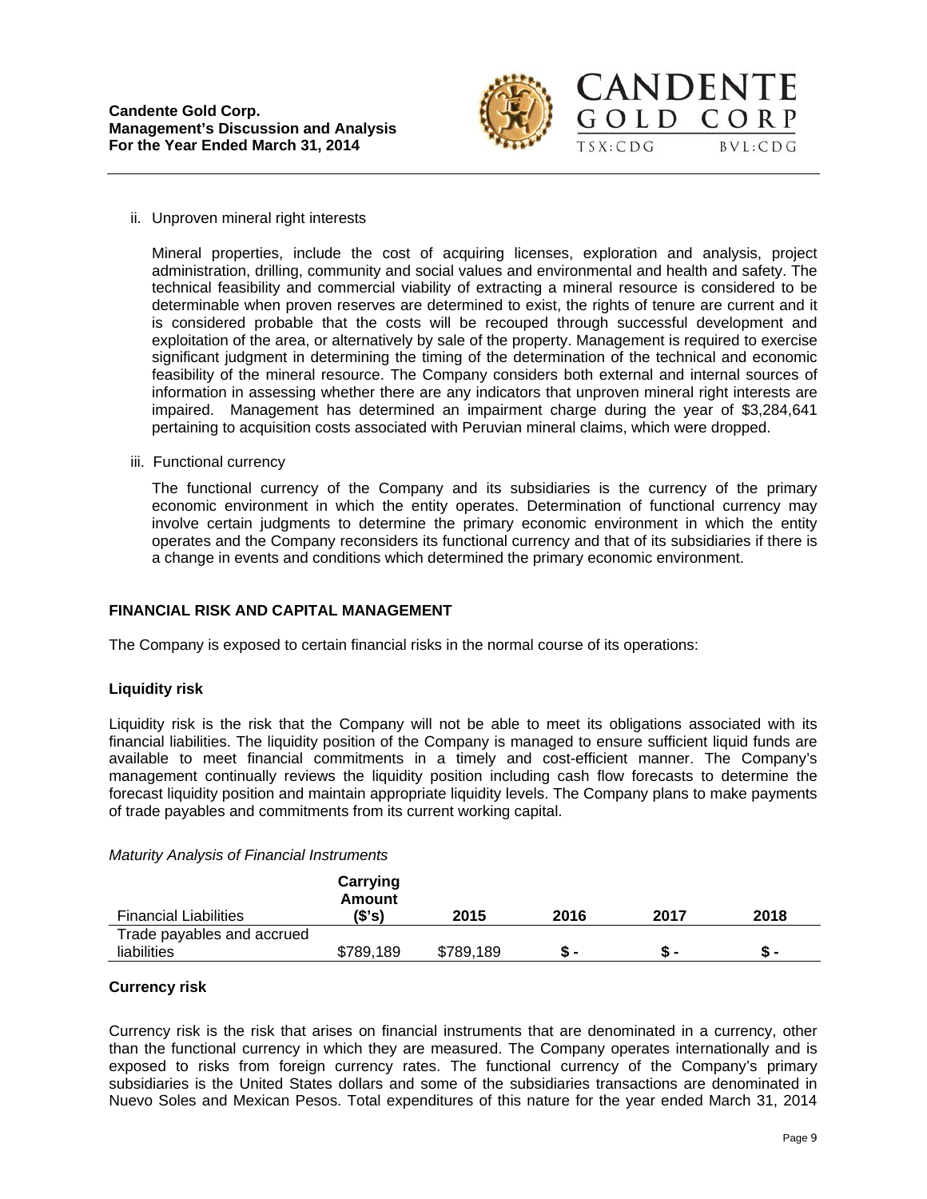ii. Unproven mineral right interests

Mineral properties, include the cost of acquiring licenses, exploration and analysis, project administration, drilling, community and social values and environmental and health and safety. The technical feasibility and commercial viability of extracting a mineral resource is considered to be determinable when proven reserves are determined to exist, the rights of tenure are current and it is considered probable that the costs will be recouped through successful development and exploitation of the area, or alternatively by sale of the property. Management is required to exercise significant judgment in determining the timing of the determination of the technical and economic feasibility of the mineral resource. The Company considers both external and internal sources of information in assessing whether there are any indicators that unproven mineral right interests are impaired. Management has determined an impairment charge during the year of $3,284,641 pertaining to acquisition costs associated with Peruvian mineral claims, which were dropped.

iii. Functional currency

The functional currency of the Company and its subsidiaries is the currency of the primary economic environment in which the entity operates. Determination of functional currency may involve certain judgments to determine the primary economic environment in which the entity operates and the Company reconsiders its functional currency and that of its subsidiaries if there is a change in events and conditions which determined the primary economic environment.

## FINANCIAL RISK AND CAPITAL MANAGEMENT

The Company is exposed to certain financial risks in the normal course of its operations:

### Liquidity risk

Liquidity risk is the risk that the Company will not be able to meet its obligations associated with its financial liabilities. The liquidity position of the Company is managed to ensure sufficient liquid funds are available to meet financial commitments in a timely and cost-efficient manner. The Company's management continually reviews the liquidity position including cash flow forecasts to determine the forecast liquidity position and maintain appropriate liquidity levels. The Company plans to make payments of trade payables and commitments from its current working capital.

*Maturity Analysis of Financial Instruments*

| Financial Liabilities | Carrying Amount ($'s) | 2015 | 2016 | 2017 | 2018 |
|---|---|---|---|---|---|
| Trade payables and accrued liabilities | $789,189 | $789,189 | $ - | $ - | $ - |

### Currency risk

Currency risk is the risk that arises on financial instruments that are denominated in a currency, other than the functional currency in which they are measured. The Company operates internationally and is exposed to risks from foreign currency rates. The functional currency of the Company's primary subsidiaries is the United States dollars and some of the subsidiaries transactions are denominated in Nuevo Soles and Mexican Pesos. Total expenditures of this nature for the year ended March 31, 2014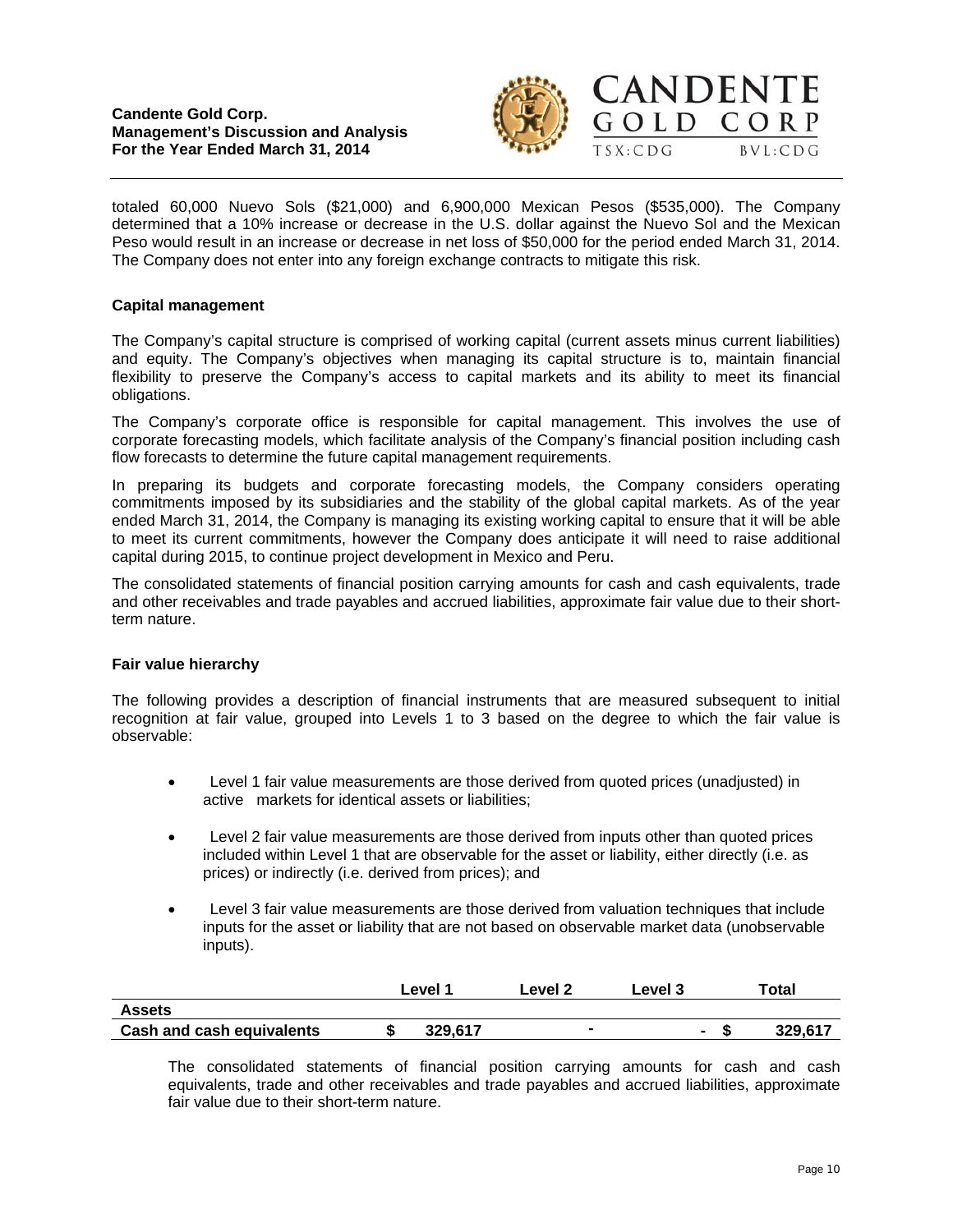totaled 60,000 Nuevo Sols ($21,000) and 6,900,000 Mexican Pesos ($535,000). The Company determined that a 10% increase or decrease in the U.S. dollar against the Nuevo Sol and the Mexican Peso would result in an increase or decrease in net loss of $50,000 for the period ended March 31, 2014. The Company does not enter into any foreign exchange contracts to mitigate this risk.

**Capital management**

The Company's capital structure is comprised of working capital (current assets minus current liabilities) and equity. The Company's objectives when managing its capital structure is to, maintain financial flexibility to preserve the Company's access to capital markets and its ability to meet its financial obligations.

The Company's corporate office is responsible for capital management. This involves the use of corporate forecasting models, which facilitate analysis of the Company's financial position including cash flow forecasts to determine the future capital management requirements.

In preparing its budgets and corporate forecasting models, the Company considers operating commitments imposed by its subsidiaries and the stability of the global capital markets. As of the year ended March 31, 2014, the Company is managing its existing working capital to ensure that it will be able to meet its current commitments, however the Company does anticipate it will need to raise additional capital during 2015, to continue project development in Mexico and Peru.

The consolidated statements of financial position carrying amounts for cash and cash equivalents, trade and other receivables and trade payables and accrued liabilities, approximate fair value due to their short-term nature.

**Fair value hierarchy**

The following provides a description of financial instruments that are measured subsequent to initial recognition at fair value, grouped into Levels 1 to 3 based on the degree to which the fair value is observable:

- Level 1 fair value measurements are those derived from quoted prices (unadjusted) in active markets for identical assets or liabilities;
- Level 2 fair value measurements are those derived from inputs other than quoted prices included within Level 1 that are observable for the asset or liability, either directly (i.e. as prices) or indirectly (i.e. derived from prices); and
- Level 3 fair value measurements are those derived from valuation techniques that include inputs for the asset or liability that are not based on observable market data (unobservable inputs).

| | Level 1 | Level 2 | Level 3 | Total |
|---|---|---|---|---|
| **Assets** | | | | |
| **Cash and cash equivalents** | **$ 329,617** | **-** | **-** | **$ 329,617** |

The consolidated statements of financial position carrying amounts for cash and cash equivalents, trade and other receivables and trade payables and accrued liabilities, approximate fair value due to their short-term nature.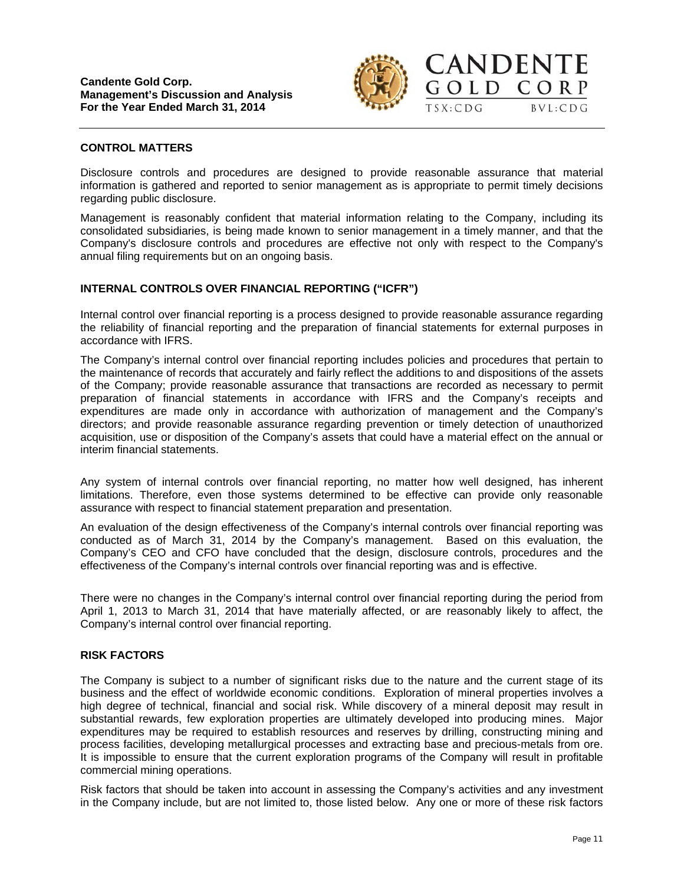## CONTROL MATTERS

Disclosure controls and procedures are designed to provide reasonable assurance that material information is gathered and reported to senior management as is appropriate to permit timely decisions regarding public disclosure.

Management is reasonably confident that material information relating to the Company, including its consolidated subsidiaries, is being made known to senior management in a timely manner, and that the Company's disclosure controls and procedures are effective not only with respect to the Company's annual filing requirements but on an ongoing basis.

## INTERNAL CONTROLS OVER FINANCIAL REPORTING ("ICFR")

Internal control over financial reporting is a process designed to provide reasonable assurance regarding the reliability of financial reporting and the preparation of financial statements for external purposes in accordance with IFRS.

The Company's internal control over financial reporting includes policies and procedures that pertain to the maintenance of records that accurately and fairly reflect the additions to and dispositions of the assets of the Company; provide reasonable assurance that transactions are recorded as necessary to permit preparation of financial statements in accordance with IFRS and the Company's receipts and expenditures are made only in accordance with authorization of management and the Company's directors; and provide reasonable assurance regarding prevention or timely detection of unauthorized acquisition, use or disposition of the Company's assets that could have a material effect on the annual or interim financial statements.

Any system of internal controls over financial reporting, no matter how well designed, has inherent limitations. Therefore, even those systems determined to be effective can provide only reasonable assurance with respect to financial statement preparation and presentation.

An evaluation of the design effectiveness of the Company's internal controls over financial reporting was conducted as of March 31, 2014 by the Company's management. Based on this evaluation, the Company's CEO and CFO have concluded that the design, disclosure controls, procedures and the effectiveness of the Company's internal controls over financial reporting was and is effective.

There were no changes in the Company's internal control over financial reporting during the period from April 1, 2013 to March 31, 2014 that have materially affected, or are reasonably likely to affect, the Company's internal control over financial reporting.

## RISK FACTORS

The Company is subject to a number of significant risks due to the nature and the current stage of its business and the effect of worldwide economic conditions. Exploration of mineral properties involves a high degree of technical, financial and social risk. While discovery of a mineral deposit may result in substantial rewards, few exploration properties are ultimately developed into producing mines. Major expenditures may be required to establish resources and reserves by drilling, constructing mining and process facilities, developing metallurgical processes and extracting base and precious-metals from ore. It is impossible to ensure that the current exploration programs of the Company will result in profitable commercial mining operations.

Risk factors that should be taken into account in assessing the Company's activities and any investment in the Company include, but are not limited to, those listed below. Any one or more of these risk factors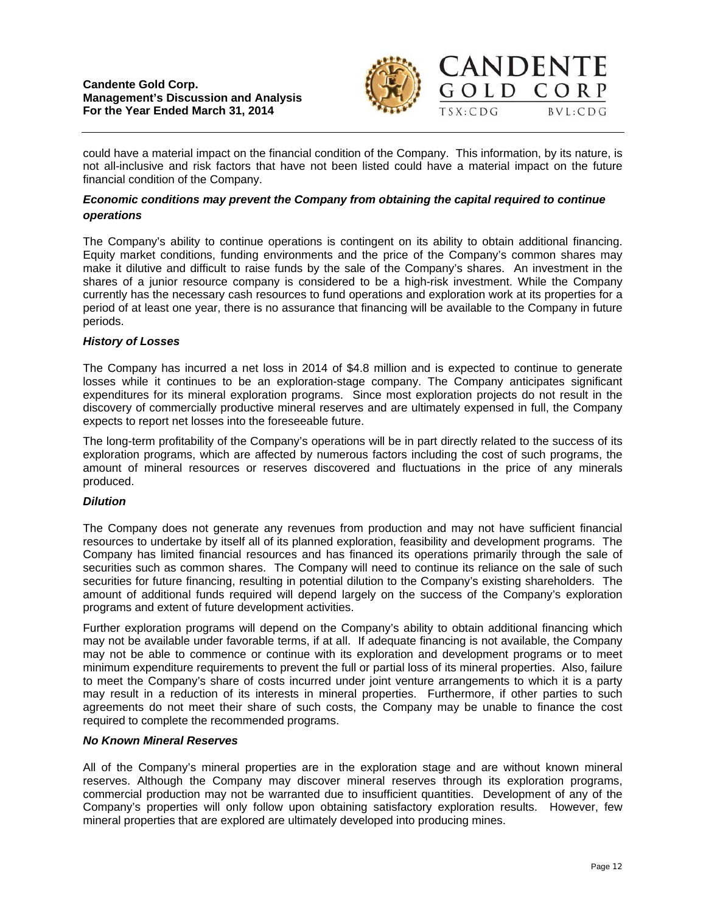could have a material impact on the financial condition of the Company. This information, by its nature, is not all-inclusive and risk factors that have not been listed could have a material impact on the future financial condition of the Company.

### *Economic conditions may prevent the Company from obtaining the capital required to continue operations*

The Company's ability to continue operations is contingent on its ability to obtain additional financing. Equity market conditions, funding environments and the price of the Company's common shares may make it dilutive and difficult to raise funds by the sale of the Company's shares. An investment in the shares of a junior resource company is considered to be a high-risk investment. While the Company currently has the necessary cash resources to fund operations and exploration work at its properties for a period of at least one year, there is no assurance that financing will be available to the Company in future periods.

### *History of Losses*

The Company has incurred a net loss in 2014 of $4.8 million and is expected to continue to generate losses while it continues to be an exploration-stage company. The Company anticipates significant expenditures for its mineral exploration programs. Since most exploration projects do not result in the discovery of commercially productive mineral reserves and are ultimately expensed in full, the Company expects to report net losses into the foreseeable future.

The long-term profitability of the Company's operations will be in part directly related to the success of its exploration programs, which are affected by numerous factors including the cost of such programs, the amount of mineral resources or reserves discovered and fluctuations in the price of any minerals produced.

### *Dilution*

The Company does not generate any revenues from production and may not have sufficient financial resources to undertake by itself all of its planned exploration, feasibility and development programs. The Company has limited financial resources and has financed its operations primarily through the sale of securities such as common shares. The Company will need to continue its reliance on the sale of such securities for future financing, resulting in potential dilution to the Company's existing shareholders. The amount of additional funds required will depend largely on the success of the Company's exploration programs and extent of future development activities.

Further exploration programs will depend on the Company's ability to obtain additional financing which may not be available under favorable terms, if at all. If adequate financing is not available, the Company may not be able to commence or continue with its exploration and development programs or to meet minimum expenditure requirements to prevent the full or partial loss of its mineral properties. Also, failure to meet the Company's share of costs incurred under joint venture arrangements to which it is a party may result in a reduction of its interests in mineral properties. Furthermore, if other parties to such agreements do not meet their share of such costs, the Company may be unable to finance the cost required to complete the recommended programs.

### *No Known Mineral Reserves*

All of the Company's mineral properties are in the exploration stage and are without known mineral reserves. Although the Company may discover mineral reserves through its exploration programs, commercial production may not be warranted due to insufficient quantities. Development of any of the Company's properties will only follow upon obtaining satisfactory exploration results. However, few mineral properties that are explored are ultimately developed into producing mines.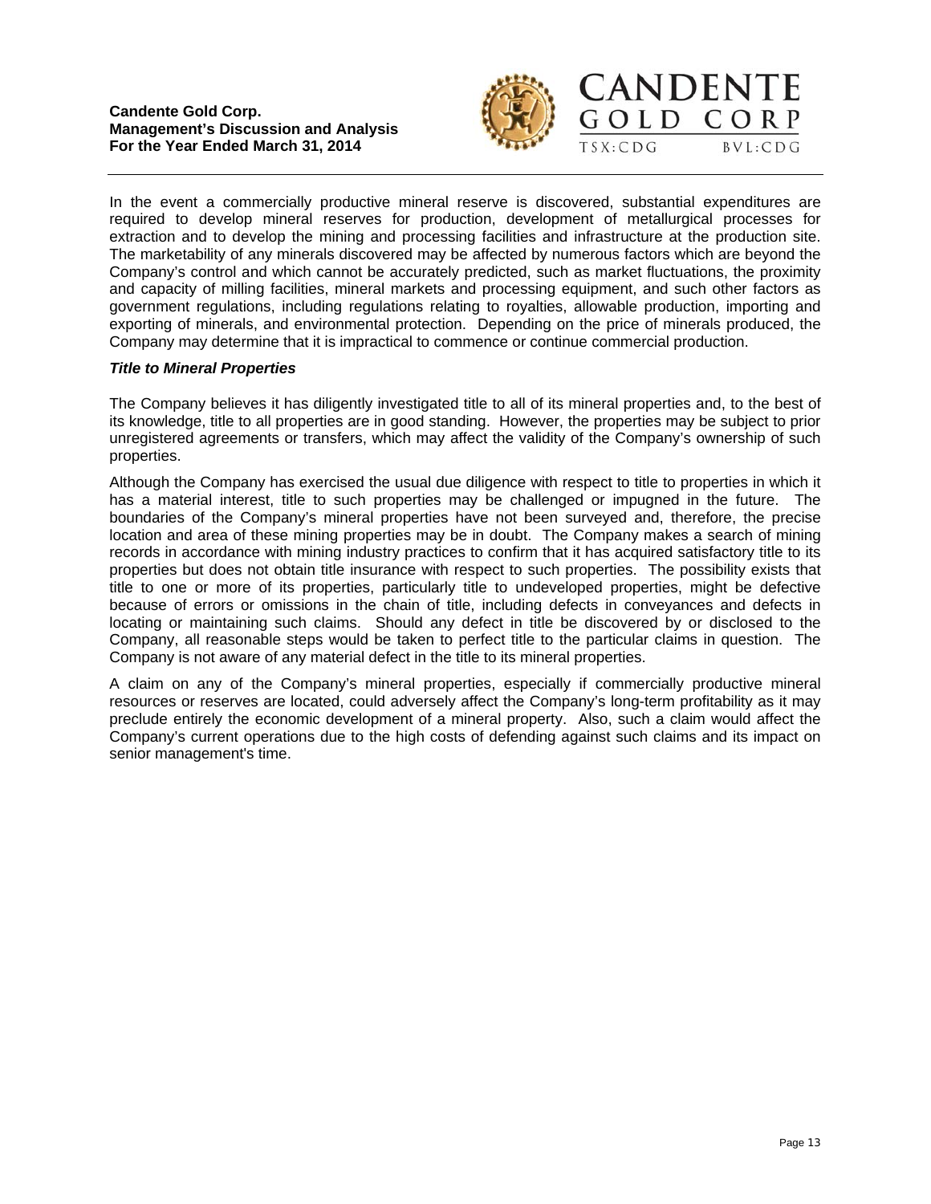In the event a commercially productive mineral reserve is discovered, substantial expenditures are required to develop mineral reserves for production, development of metallurgical processes for extraction and to develop the mining and processing facilities and infrastructure at the production site. The marketability of any minerals discovered may be affected by numerous factors which are beyond the Company's control and which cannot be accurately predicted, such as market fluctuations, the proximity and capacity of milling facilities, mineral markets and processing equipment, and such other factors as government regulations, including regulations relating to royalties, allowable production, importing and exporting of minerals, and environmental protection. Depending on the price of minerals produced, the Company may determine that it is impractical to commence or continue commercial production.

***Title to Mineral Properties***

The Company believes it has diligently investigated title to all of its mineral properties and, to the best of its knowledge, title to all properties are in good standing. However, the properties may be subject to prior unregistered agreements or transfers, which may affect the validity of the Company's ownership of such properties.

Although the Company has exercised the usual due diligence with respect to title to properties in which it has a material interest, title to such properties may be challenged or impugned in the future. The boundaries of the Company's mineral properties have not been surveyed and, therefore, the precise location and area of these mining properties may be in doubt. The Company makes a search of mining records in accordance with mining industry practices to confirm that it has acquired satisfactory title to its properties but does not obtain title insurance with respect to such properties. The possibility exists that title to one or more of its properties, particularly title to undeveloped properties, might be defective because of errors or omissions in the chain of title, including defects in conveyances and defects in locating or maintaining such claims. Should any defect in title be discovered by or disclosed to the Company, all reasonable steps would be taken to perfect title to the particular claims in question. The Company is not aware of any material defect in the title to its mineral properties.

A claim on any of the Company's mineral properties, especially if commercially productive mineral resources or reserves are located, could adversely affect the Company's long-term profitability as it may preclude entirely the economic development of a mineral property. Also, such a claim would affect the Company's current operations due to the high costs of defending against such claims and its impact on senior management's time.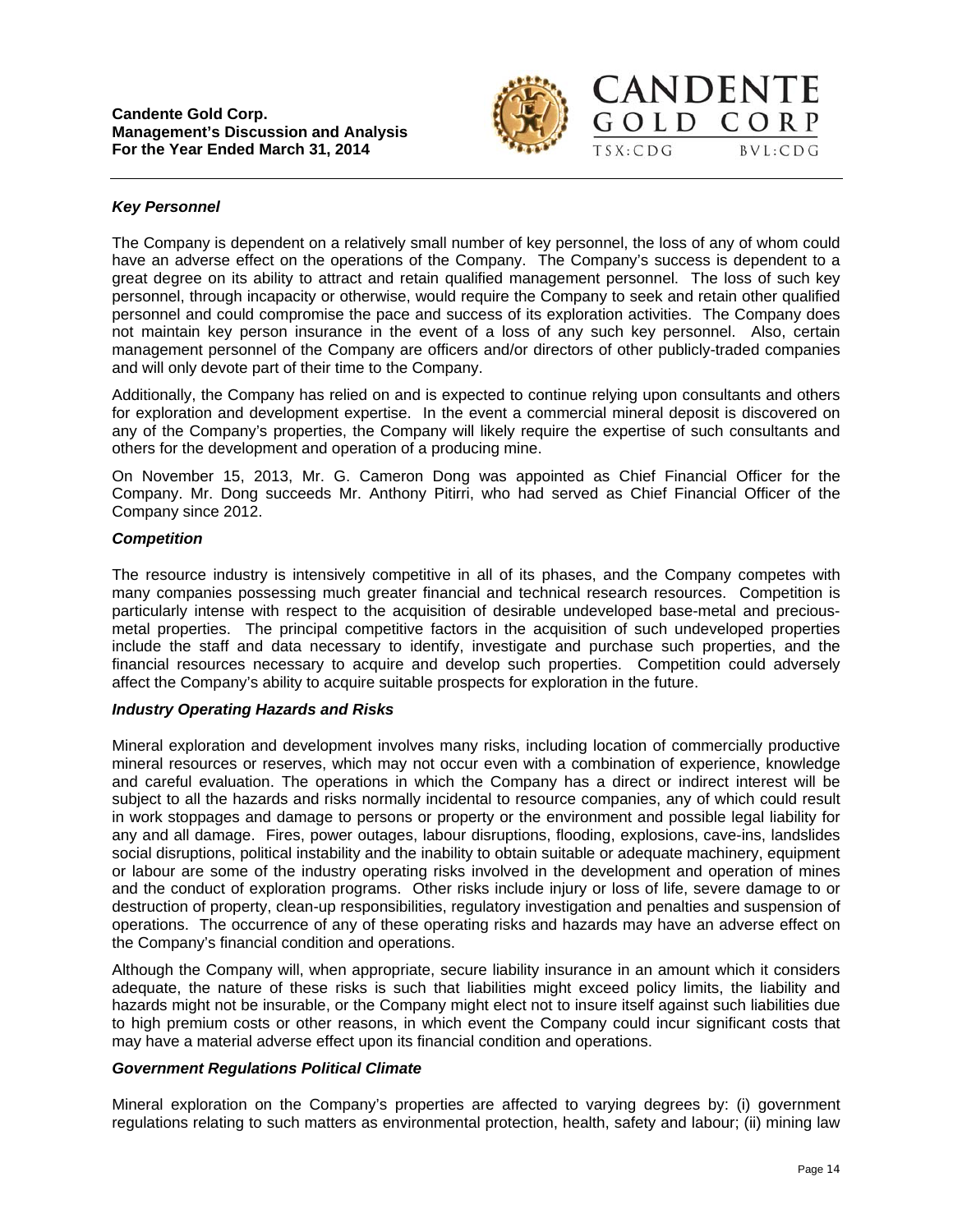### *Key Personnel*

The Company is dependent on a relatively small number of key personnel, the loss of any of whom could have an adverse effect on the operations of the Company. The Company's success is dependent to a great degree on its ability to attract and retain qualified management personnel. The loss of such key personnel, through incapacity or otherwise, would require the Company to seek and retain other qualified personnel and could compromise the pace and success of its exploration activities. The Company does not maintain key person insurance in the event of a loss of any such key personnel. Also, certain management personnel of the Company are officers and/or directors of other publicly-traded companies and will only devote part of their time to the Company.

Additionally, the Company has relied on and is expected to continue relying upon consultants and others for exploration and development expertise. In the event a commercial mineral deposit is discovered on any of the Company's properties, the Company will likely require the expertise of such consultants and others for the development and operation of a producing mine.

On November 15, 2013, Mr. G. Cameron Dong was appointed as Chief Financial Officer for the Company. Mr. Dong succeeds Mr. Anthony Pitirri, who had served as Chief Financial Officer of the Company since 2012.

### *Competition*

The resource industry is intensively competitive in all of its phases, and the Company competes with many companies possessing much greater financial and technical research resources. Competition is particularly intense with respect to the acquisition of desirable undeveloped base-metal and precious-metal properties. The principal competitive factors in the acquisition of such undeveloped properties include the staff and data necessary to identify, investigate and purchase such properties, and the financial resources necessary to acquire and develop such properties. Competition could adversely affect the Company's ability to acquire suitable prospects for exploration in the future.

### *Industry Operating Hazards and Risks*

Mineral exploration and development involves many risks, including location of commercially productive mineral resources or reserves, which may not occur even with a combination of experience, knowledge and careful evaluation. The operations in which the Company has a direct or indirect interest will be subject to all the hazards and risks normally incidental to resource companies, any of which could result in work stoppages and damage to persons or property or the environment and possible legal liability for any and all damage. Fires, power outages, labour disruptions, flooding, explosions, cave-ins, landslides social disruptions, political instability and the inability to obtain suitable or adequate machinery, equipment or labour are some of the industry operating risks involved in the development and operation of mines and the conduct of exploration programs. Other risks include injury or loss of life, severe damage to or destruction of property, clean-up responsibilities, regulatory investigation and penalties and suspension of operations. The occurrence of any of these operating risks and hazards may have an adverse effect on the Company's financial condition and operations.

Although the Company will, when appropriate, secure liability insurance in an amount which it considers adequate, the nature of these risks is such that liabilities might exceed policy limits, the liability and hazards might not be insurable, or the Company might elect not to insure itself against such liabilities due to high premium costs or other reasons, in which event the Company could incur significant costs that may have a material adverse effect upon its financial condition and operations.

### *Government Regulations Political Climate*

Mineral exploration on the Company's properties are affected to varying degrees by: (i) government regulations relating to such matters as environmental protection, health, safety and labour; (ii) mining law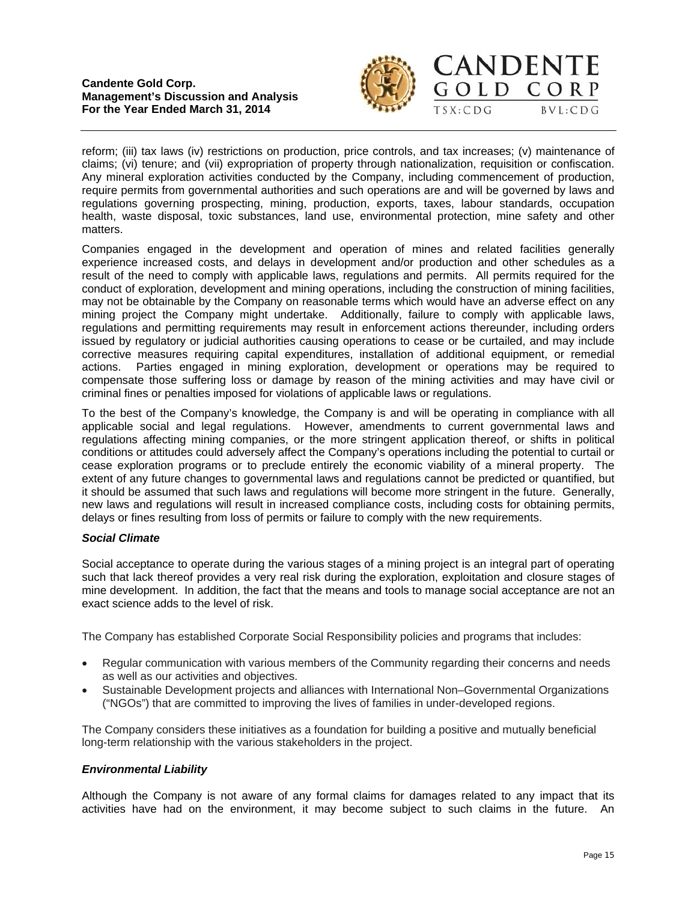reform; (iii) tax laws (iv) restrictions on production, price controls, and tax increases; (v) maintenance of claims; (vi) tenure; and (vii) expropriation of property through nationalization, requisition or confiscation. Any mineral exploration activities conducted by the Company, including commencement of production, require permits from governmental authorities and such operations are and will be governed by laws and regulations governing prospecting, mining, production, exports, taxes, labour standards, occupation health, waste disposal, toxic substances, land use, environmental protection, mine safety and other matters.

Companies engaged in the development and operation of mines and related facilities generally experience increased costs, and delays in development and/or production and other schedules as a result of the need to comply with applicable laws, regulations and permits. All permits required for the conduct of exploration, development and mining operations, including the construction of mining facilities, may not be obtainable by the Company on reasonable terms which would have an adverse effect on any mining project the Company might undertake. Additionally, failure to comply with applicable laws, regulations and permitting requirements may result in enforcement actions thereunder, including orders issued by regulatory or judicial authorities causing operations to cease or be curtailed, and may include corrective measures requiring capital expenditures, installation of additional equipment, or remedial actions. Parties engaged in mining exploration, development or operations may be required to compensate those suffering loss or damage by reason of the mining activities and may have civil or criminal fines or penalties imposed for violations of applicable laws or regulations.

To the best of the Company's knowledge, the Company is and will be operating in compliance with all applicable social and legal regulations. However, amendments to current governmental laws and regulations affecting mining companies, or the more stringent application thereof, or shifts in political conditions or attitudes could adversely affect the Company's operations including the potential to curtail or cease exploration programs or to preclude entirely the economic viability of a mineral property. The extent of any future changes to governmental laws and regulations cannot be predicted or quantified, but it should be assumed that such laws and regulations will become more stringent in the future. Generally, new laws and regulations will result in increased compliance costs, including costs for obtaining permits, delays or fines resulting from loss of permits or failure to comply with the new requirements.

***Social Climate***

Social acceptance to operate during the various stages of a mining project is an integral part of operating such that lack thereof provides a very real risk during the exploration, exploitation and closure stages of mine development. In addition, the fact that the means and tools to manage social acceptance are not an exact science adds to the level of risk.

The Company has established Corporate Social Responsibility policies and programs that includes:

- Regular communication with various members of the Community regarding their concerns and needs as well as our activities and objectives.
- Sustainable Development projects and alliances with International Non–Governmental Organizations ("NGOs") that are committed to improving the lives of families in under-developed regions.

The Company considers these initiatives as a foundation for building a positive and mutually beneficial long-term relationship with the various stakeholders in the project.

***Environmental Liability***

Although the Company is not aware of any formal claims for damages related to any impact that its activities have had on the environment, it may become subject to such claims in the future. An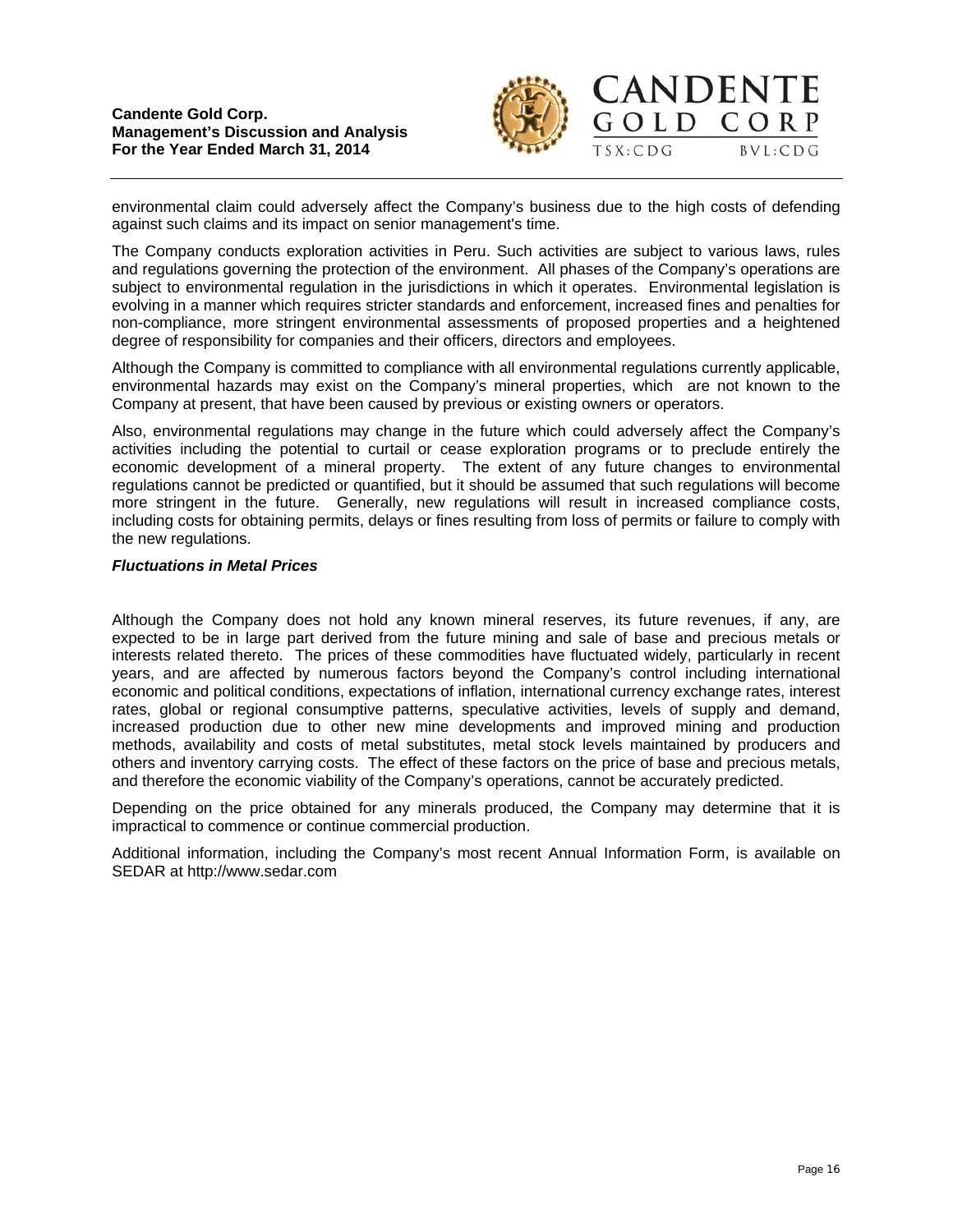environmental claim could adversely affect the Company's business due to the high costs of defending against such claims and its impact on senior management's time.

The Company conducts exploration activities in Peru. Such activities are subject to various laws, rules and regulations governing the protection of the environment. All phases of the Company's operations are subject to environmental regulation in the jurisdictions in which it operates. Environmental legislation is evolving in a manner which requires stricter standards and enforcement, increased fines and penalties for non-compliance, more stringent environmental assessments of proposed properties and a heightened degree of responsibility for companies and their officers, directors and employees.

Although the Company is committed to compliance with all environmental regulations currently applicable, environmental hazards may exist on the Company's mineral properties, which are not known to the Company at present, that have been caused by previous or existing owners or operators.

Also, environmental regulations may change in the future which could adversely affect the Company's activities including the potential to curtail or cease exploration programs or to preclude entirely the economic development of a mineral property. The extent of any future changes to environmental regulations cannot be predicted or quantified, but it should be assumed that such regulations will become more stringent in the future. Generally, new regulations will result in increased compliance costs, including costs for obtaining permits, delays or fines resulting from loss of permits or failure to comply with the new regulations.

### *Fluctuations in Metal Prices*

Although the Company does not hold any known mineral reserves, its future revenues, if any, are expected to be in large part derived from the future mining and sale of base and precious metals or interests related thereto. The prices of these commodities have fluctuated widely, particularly in recent years, and are affected by numerous factors beyond the Company's control including international economic and political conditions, expectations of inflation, international currency exchange rates, interest rates, global or regional consumptive patterns, speculative activities, levels of supply and demand, increased production due to other new mine developments and improved mining and production methods, availability and costs of metal substitutes, metal stock levels maintained by producers and others and inventory carrying costs. The effect of these factors on the price of base and precious metals, and therefore the economic viability of the Company's operations, cannot be accurately predicted.

Depending on the price obtained for any minerals produced, the Company may determine that it is impractical to commence or continue commercial production.

Additional information, including the Company's most recent Annual Information Form, is available on SEDAR at http://www.sedar.com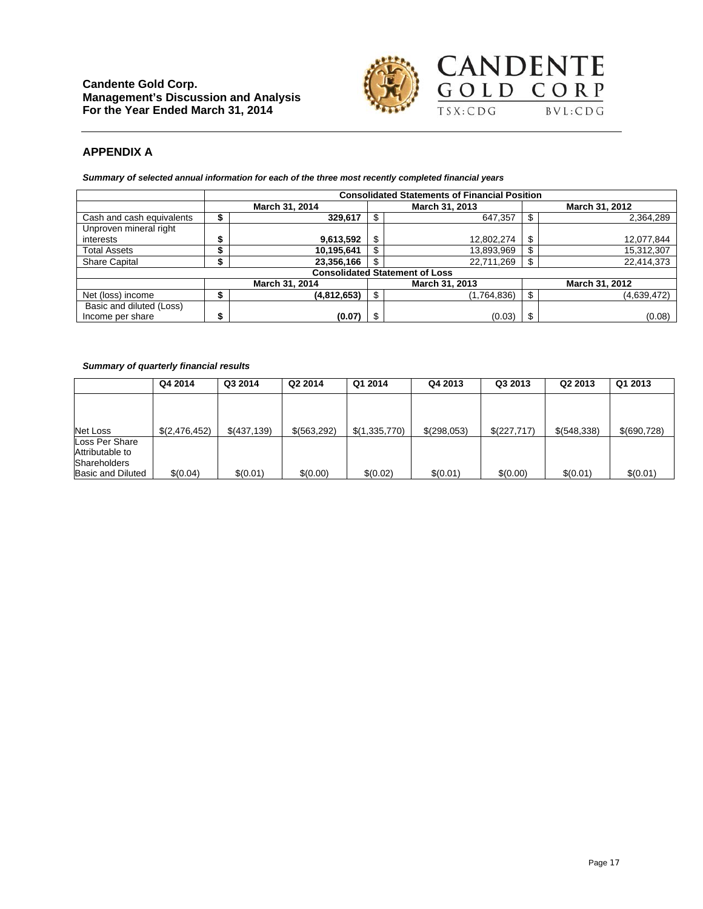## APPENDIX A

***Summary of selected annual information for each of the three most recently completed financial years***

| | Consolidated Statements of Financial Position | | | | | |
|---|---|---|---|---|---|---|
| | March 31, 2014 | | March 31, 2013 | | March 31, 2012 | |
| Cash and cash equivalents | **$** | **329,617** | $ | 647,357 | $ | 2,364,289 |
| Unproven mineral right interests | **$** | **9,613,592** | $ | 12,802,274 | $ | 12,077,844 |
| Total Assets | **$** | **10,195,641** | $ | 13,893,969 | $ | 15,312,307 |
| Share Capital | **$** | **23,356,166** | $ | 22,711,269 | $ | 22,414,373 |
| | **Consolidated Statement of Loss** | | | | | |
| | March 31, 2014 | | March 31, 2013 | | March 31, 2012 | |
| Net (loss) income | **$** | **(4,812,653)** | $ | (1,764,836) | $ | (4,639,472) |
| Basic and diluted (Loss) Income per share | **$** | **(0.07)** | $ | (0.03) | $ | (0.08) |

***Summary of quarterly financial results***

| | Q4 2014 | Q3 2014 | Q2 2014 | Q1 2014 | Q4 2013 | Q3 2013 | Q2 2013 | Q1 2013 |
|---|---|---|---|---|---|---|---|---|
| Net Loss | $(2,476,452) | $(437,139) | $(563,292) | $(1,335,770) | $(298,053) | $(227,717) | $(548,338) | $(690,728) |
| Loss Per Share Attributable to Shareholders Basic and Diluted | $(0.04) | $(0.01) | $(0.00) | $(0.02) | $(0.01) | $(0.00) | $(0.01) | $(0.01) |